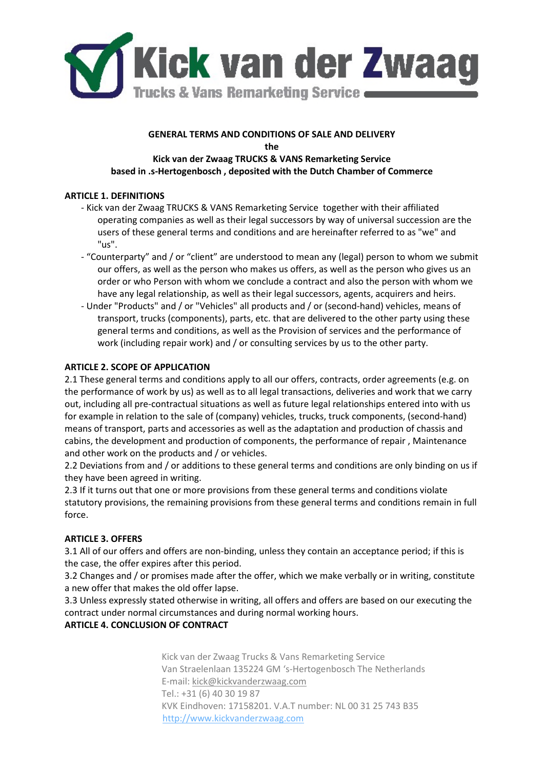**Kick van der Zwaag**
**Trucks & Vans Remarketing Service**

**GENERAL TERMS AND CONDITIONS OF SALE AND DELIVERY**
**the**
**Kick van der Zwaag TRUCKS & VANS Remarketing Service**
**based in .s-Hertogenbosch , deposited with the Dutch Chamber of Commerce**

## ARTICLE 1. DEFINITIONS

- Kick van der Zwaag TRUCKS & VANS Remarketing Service together with their affiliated operating companies as well as their legal successors by way of universal succession are the users of these general terms and conditions and are hereinafter referred to as "we" and "us".
- “Counterparty” and / or “client” are understood to mean any (legal) person to whom we submit our offers, as well as the person who makes us offers, as well as the person who gives us an order or who Person with whom we conclude a contract and also the person with whom we have any legal relationship, as well as their legal successors, agents, acquirers and heirs.
- Under "Products" and / or "Vehicles" all products and / or (second-hand) vehicles, means of transport, trucks (components), parts, etc. that are delivered to the other party using these general terms and conditions, as well as the Provision of services and the performance of work (including repair work) and / or consulting services by us to the other party.

## ARTICLE 2. SCOPE OF APPLICATION

2.1 These general terms and conditions apply to all our offers, contracts, order agreements (e.g. on the performance of work by us) as well as to all legal transactions, deliveries and work that we carry out, including all pre-contractual situations as well as future legal relationships entered into with us for example in relation to the sale of (company) vehicles, trucks, truck components, (second-hand) means of transport, parts and accessories as well as the adaptation and production of chassis and cabins, the development and production of components, the performance of repair , Maintenance and other work on the products and / or vehicles.

2.2 Deviations from and / or additions to these general terms and conditions are only binding on us if they have been agreed in writing.

2.3 If it turns out that one or more provisions from these general terms and conditions violate statutory provisions, the remaining provisions from these general terms and conditions remain in full force.

## ARTICLE 3. OFFERS

3.1 All of our offers and offers are non-binding, unless they contain an acceptance period; if this is the case, the offer expires after this period.

3.2 Changes and / or promises made after the offer, which we make verbally or in writing, constitute a new offer that makes the old offer lapse.

3.3 Unless expressly stated otherwise in writing, all offers and offers are based on our executing the contract under normal circumstances and during normal working hours.

## ARTICLE 4. CONCLUSION OF CONTRACT

Kick van der Zwaag Trucks & Vans Remarketing Service
Van Straelenlaan 135224 GM ‘s-Hertogenbosch The Netherlands
E-mail: kick@kickvanderzwaag.com
Tel.: +31 (6) 40 30 19 87
KVK Eindhoven: 17158201. V.A.T number: NL 00 31 25 743 B35
http://www.kickvanderzwaag.com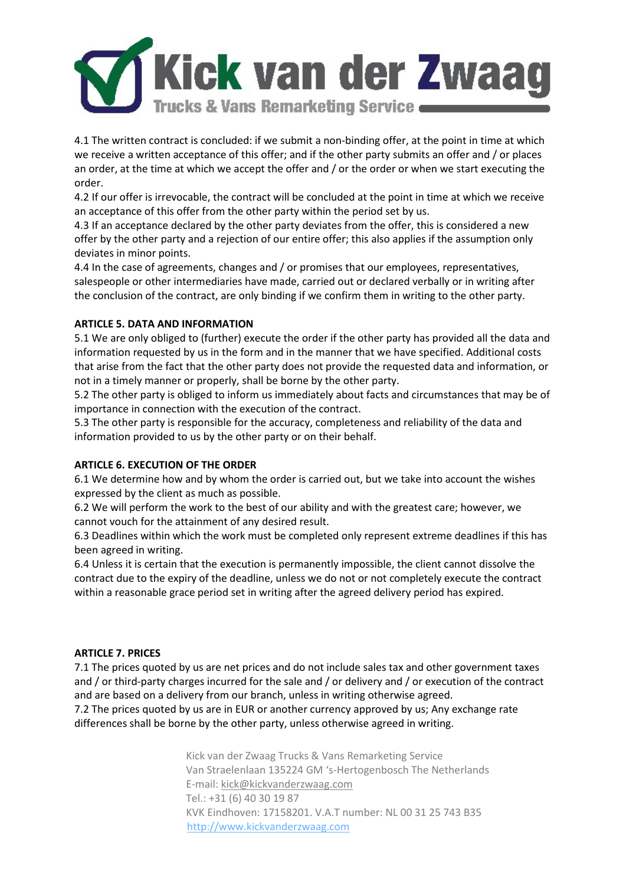4.1 The written contract is concluded: if we submit a non-binding offer, at the point in time at which we receive a written acceptance of this offer; and if the other party submits an offer and / or places an order, at the time at which we accept the offer and / or the order or when we start executing the order.
4.2 If our offer is irrevocable, the contract will be concluded at the point in time at which we receive an acceptance of this offer from the other party within the period set by us.
4.3 If an acceptance declared by the other party deviates from the offer, this is considered a new offer by the other party and a rejection of our entire offer; this also applies if the assumption only deviates in minor points.
4.4 In the case of agreements, changes and / or promises that our employees, representatives, salespeople or other intermediaries have made, carried out or declared verbally or in writing after the conclusion of the contract, are only binding if we confirm them in writing to the other party.

**ARTICLE 5. DATA AND INFORMATION**
5.1 We are only obliged to (further) execute the order if the other party has provided all the data and information requested by us in the form and in the manner that we have specified. Additional costs that arise from the fact that the other party does not provide the requested data and information, or not in a timely manner or properly, shall be borne by the other party.
5.2 The other party is obliged to inform us immediately about facts and circumstances that may be of importance in connection with the execution of the contract.
5.3 The other party is responsible for the accuracy, completeness and reliability of the data and information provided to us by the other party or on their behalf.

**ARTICLE 6. EXECUTION OF THE ORDER**
6.1 We determine how and by whom the order is carried out, but we take into account the wishes expressed by the client as much as possible.
6.2 We will perform the work to the best of our ability and with the greatest care; however, we cannot vouch for the attainment of any desired result.
6.3 Deadlines within which the work must be completed only represent extreme deadlines if this has been agreed in writing.
6.4 Unless it is certain that the execution is permanently impossible, the client cannot dissolve the contract due to the expiry of the deadline, unless we do not or not completely execute the contract within a reasonable grace period set in writing after the agreed delivery period has expired.

**ARTICLE 7. PRICES**
7.1 The prices quoted by us are net prices and do not include sales tax and other government taxes and / or third-party charges incurred for the sale and / or delivery and / or execution of the contract and are based on a delivery from our branch, unless in writing otherwise agreed.
7.2 The prices quoted by us are in EUR or another currency approved by us; Any exchange rate differences shall be borne by the other party, unless otherwise agreed in writing.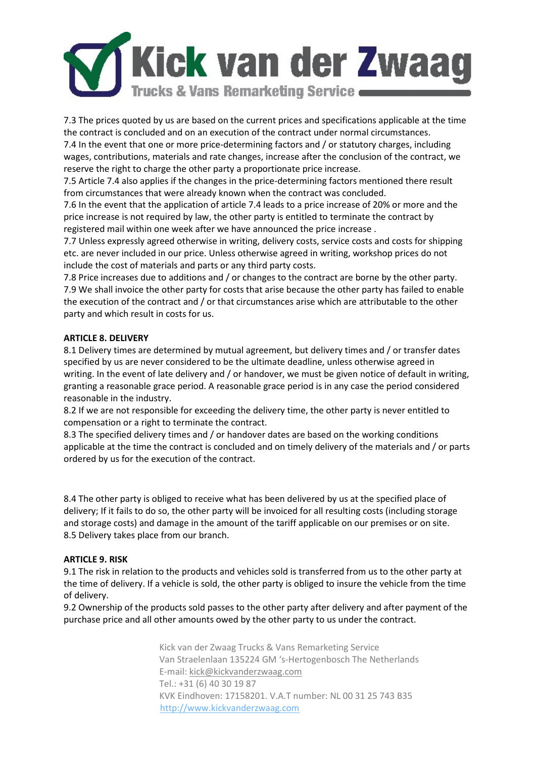7.3 The prices quoted by us are based on the current prices and specifications applicable at the time the contract is concluded and on an execution of the contract under normal circumstances.
7.4 In the event that one or more price-determining factors and / or statutory charges, including wages, contributions, materials and rate changes, increase after the conclusion of the contract, we reserve the right to charge the other party a proportionate price increase.
7.5 Article 7.4 also applies if the changes in the price-determining factors mentioned there result from circumstances that were already known when the contract was concluded.
7.6 In the event that the application of article 7.4 leads to a price increase of 20% or more and the price increase is not required by law, the other party is entitled to terminate the contract by registered mail within one week after we have announced the price increase .
7.7 Unless expressly agreed otherwise in writing, delivery costs, service costs and costs for shipping etc. are never included in our price. Unless otherwise agreed in writing, workshop prices do not include the cost of materials and parts or any third party costs.
7.8 Price increases due to additions and / or changes to the contract are borne by the other party.
7.9 We shall invoice the other party for costs that arise because the other party has failed to enable the execution of the contract and / or that circumstances arise which are attributable to the other party and which result in costs for us.

**ARTICLE 8. DELIVERY**

8.1 Delivery times are determined by mutual agreement, but delivery times and / or transfer dates specified by us are never considered to be the ultimate deadline, unless otherwise agreed in writing. In the event of late delivery and / or handover, we must be given notice of default in writing, granting a reasonable grace period. A reasonable grace period is in any case the period considered reasonable in the industry.
8.2 If we are not responsible for exceeding the delivery time, the other party is never entitled to compensation or a right to terminate the contract.
8.3 The specified delivery times and / or handover dates are based on the working conditions applicable at the time the contract is concluded and on timely delivery of the materials and / or parts ordered by us for the execution of the contract.

8.4 The other party is obliged to receive what has been delivered by us at the specified place of delivery; If it fails to do so, the other party will be invoiced for all resulting costs (including storage and storage costs) and damage in the amount of the tariff applicable on our premises or on site.
8.5 Delivery takes place from our branch.

**ARTICLE 9. RISK**

9.1 The risk in relation to the products and vehicles sold is transferred from us to the other party at the time of delivery. If a vehicle is sold, the other party is obliged to insure the vehicle from the time of delivery.
9.2 Ownership of the products sold passes to the other party after delivery and after payment of the purchase price and all other amounts owed by the other party to us under the contract.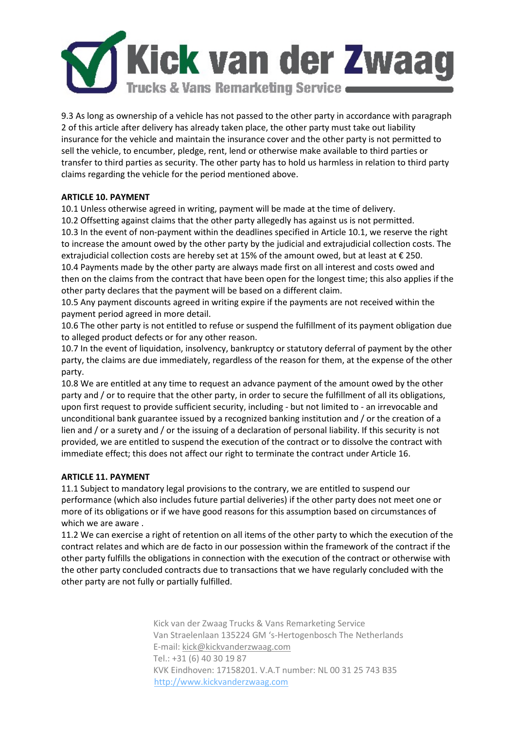9.3 As long as ownership of a vehicle has not passed to the other party in accordance with paragraph 2 of this article after delivery has already taken place, the other party must take out liability insurance for the vehicle and maintain the insurance cover and the other party is not permitted to sell the vehicle, to encumber, pledge, rent, lend or otherwise make available to third parties or transfer to third parties as security. The other party has to hold us harmless in relation to third party claims regarding the vehicle for the period mentioned above.

**ARTICLE 10. PAYMENT**

10.1 Unless otherwise agreed in writing, payment will be made at the time of delivery.
10.2 Offsetting against claims that the other party allegedly has against us is not permitted.
10.3 In the event of non-payment within the deadlines specified in Article 10.1, we reserve the right to increase the amount owed by the other party by the judicial and extrajudicial collection costs. The extrajudicial collection costs are hereby set at 15% of the amount owed, but at least at € 250.
10.4 Payments made by the other party are always made first on all interest and costs owed and then on the claims from the contract that have been open for the longest time; this also applies if the other party declares that the payment will be based on a different claim.
10.5 Any payment discounts agreed in writing expire if the payments are not received within the payment period agreed in more detail.
10.6 The other party is not entitled to refuse or suspend the fulfillment of its payment obligation due to alleged product defects or for any other reason.
10.7 In the event of liquidation, insolvency, bankruptcy or statutory deferral of payment by the other party, the claims are due immediately, regardless of the reason for them, at the expense of the other party.
10.8 We are entitled at any time to request an advance payment of the amount owed by the other party and / or to require that the other party, in order to secure the fulfillment of all its obligations, upon first request to provide sufficient security, including - but not limited to - an irrevocable and unconditional bank guarantee issued by a recognized banking institution and / or the creation of a lien and / or a surety and / or the issuing of a declaration of personal liability. If this security is not provided, we are entitled to suspend the execution of the contract or to dissolve the contract with immediate effect; this does not affect our right to terminate the contract under Article 16.

**ARTICLE 11. PAYMENT**

11.1 Subject to mandatory legal provisions to the contrary, we are entitled to suspend our performance (which also includes future partial deliveries) if the other party does not meet one or more of its obligations or if we have good reasons for this assumption based on circumstances of which we are aware .
11.2 We can exercise a right of retention on all items of the other party to which the execution of the contract relates and which are de facto in our possession within the framework of the contract if the other party fulfills the obligations in connection with the execution of the contract or otherwise with the other party concluded contracts due to transactions that we have regularly concluded with the other party are not fully or partially fulfilled.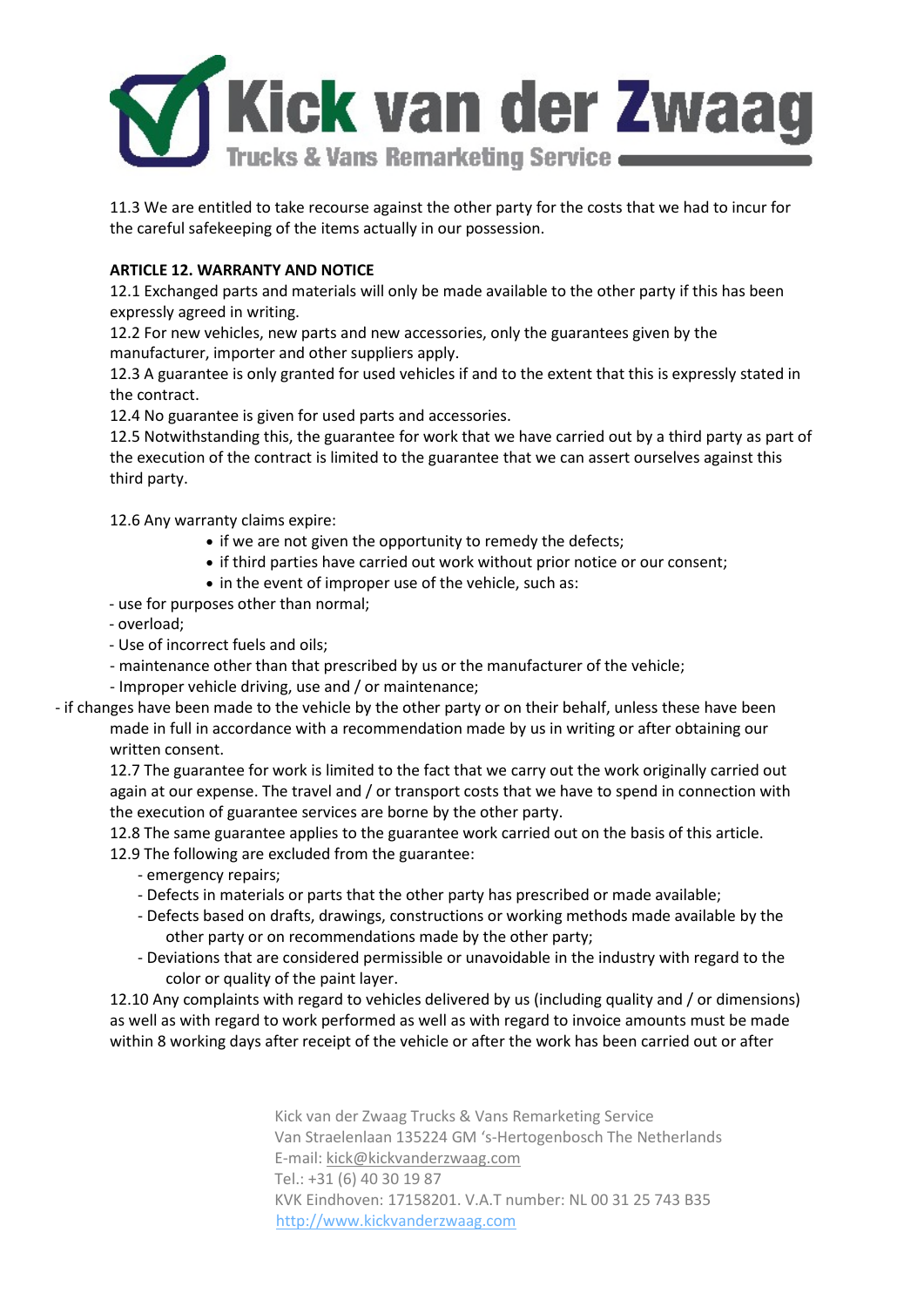11.3 We are entitled to take recourse against the other party for the costs that we had to incur for the careful safekeeping of the items actually in our possession.

**ARTICLE 12. WARRANTY AND NOTICE**

12.1 Exchanged parts and materials will only be made available to the other party if this has been expressly agreed in writing.

12.2 For new vehicles, new parts and new accessories, only the guarantees given by the manufacturer, importer and other suppliers apply.

12.3 A guarantee is only granted for used vehicles if and to the extent that this is expressly stated in the contract.

12.4 No guarantee is given for used parts and accessories.

12.5 Notwithstanding this, the guarantee for work that we have carried out by a third party as part of the execution of the contract is limited to the guarantee that we can assert ourselves against this third party.

12.6 Any warranty claims expire:

- if we are not given the opportunity to remedy the defects;
- if third parties have carried out work without prior notice or our consent;
- in the event of improper use of the vehicle, such as:

- use for purposes other than normal;
- overload;
- Use of incorrect fuels and oils;
- maintenance other than that prescribed by us or the manufacturer of the vehicle;
- Improper vehicle driving, use and / or maintenance;
- if changes have been made to the vehicle by the other party or on their behalf, unless these have been made in full in accordance with a recommendation made by us in writing or after obtaining our written consent.

12.7 The guarantee for work is limited to the fact that we carry out the work originally carried out again at our expense. The travel and / or transport costs that we have to spend in connection with the execution of guarantee services are borne by the other party.

12.8 The same guarantee applies to the guarantee work carried out on the basis of this article.

12.9 The following are excluded from the guarantee:

- emergency repairs;
- Defects in materials or parts that the other party has prescribed or made available;
- Defects based on drafts, drawings, constructions or working methods made available by the other party or on recommendations made by the other party;
- Deviations that are considered permissible or unavoidable in the industry with regard to the color or quality of the paint layer.

12.10 Any complaints with regard to vehicles delivered by us (including quality and / or dimensions) as well as with regard to work performed as well as with regard to invoice amounts must be made within 8 working days after receipt of the vehicle or after the work has been carried out or after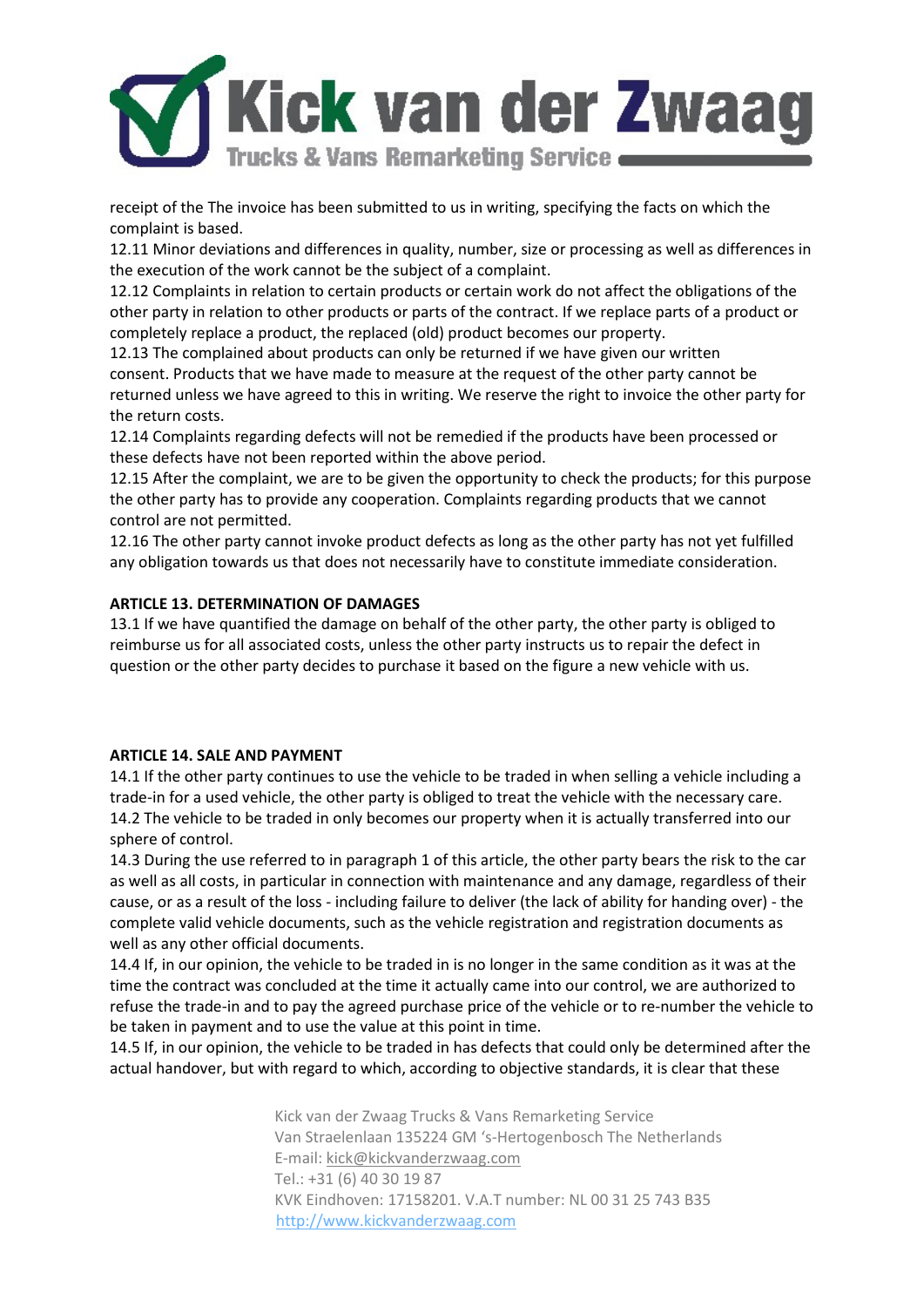receipt of the The invoice has been submitted to us in writing, specifying the facts on which the complaint is based.
12.11 Minor deviations and differences in quality, number, size or processing as well as differences in the execution of the work cannot be the subject of a complaint.
12.12 Complaints in relation to certain products or certain work do not affect the obligations of the other party in relation to other products or parts of the contract. If we replace parts of a product or completely replace a product, the replaced (old) product becomes our property.
12.13 The complained about products can only be returned if we have given our written consent. Products that we have made to measure at the request of the other party cannot be returned unless we have agreed to this in writing. We reserve the right to invoice the other party for the return costs.
12.14 Complaints regarding defects will not be remedied if the products have been processed or these defects have not been reported within the above period.
12.15 After the complaint, we are to be given the opportunity to check the products; for this purpose the other party has to provide any cooperation. Complaints regarding products that we cannot control are not permitted.
12.16 The other party cannot invoke product defects as long as the other party has not yet fulfilled any obligation towards us that does not necessarily have to constitute immediate consideration.

**ARTICLE 13. DETERMINATION OF DAMAGES**

13.1 If we have quantified the damage on behalf of the other party, the other party is obliged to reimburse us for all associated costs, unless the other party instructs us to repair the defect in question or the other party decides to purchase it based on the figure a new vehicle with us.

**ARTICLE 14. SALE AND PAYMENT**

14.1 If the other party continues to use the vehicle to be traded in when selling a vehicle including a trade-in for a used vehicle, the other party is obliged to treat the vehicle with the necessary care.
14.2 The vehicle to be traded in only becomes our property when it is actually transferred into our sphere of control.
14.3 During the use referred to in paragraph 1 of this article, the other party bears the risk to the car as well as all costs, in particular in connection with maintenance and any damage, regardless of their cause, or as a result of the loss - including failure to deliver (the lack of ability for handing over) - the complete valid vehicle documents, such as the vehicle registration and registration documents as well as any other official documents.
14.4 If, in our opinion, the vehicle to be traded in is no longer in the same condition as it was at the time the contract was concluded at the time it actually came into our control, we are authorized to refuse the trade-in and to pay the agreed purchase price of the vehicle or to re-number the vehicle to be taken in payment and to use the value at this point in time.
14.5 If, in our opinion, the vehicle to be traded in has defects that could only be determined after the actual handover, but with regard to which, according to objective standards, it is clear that these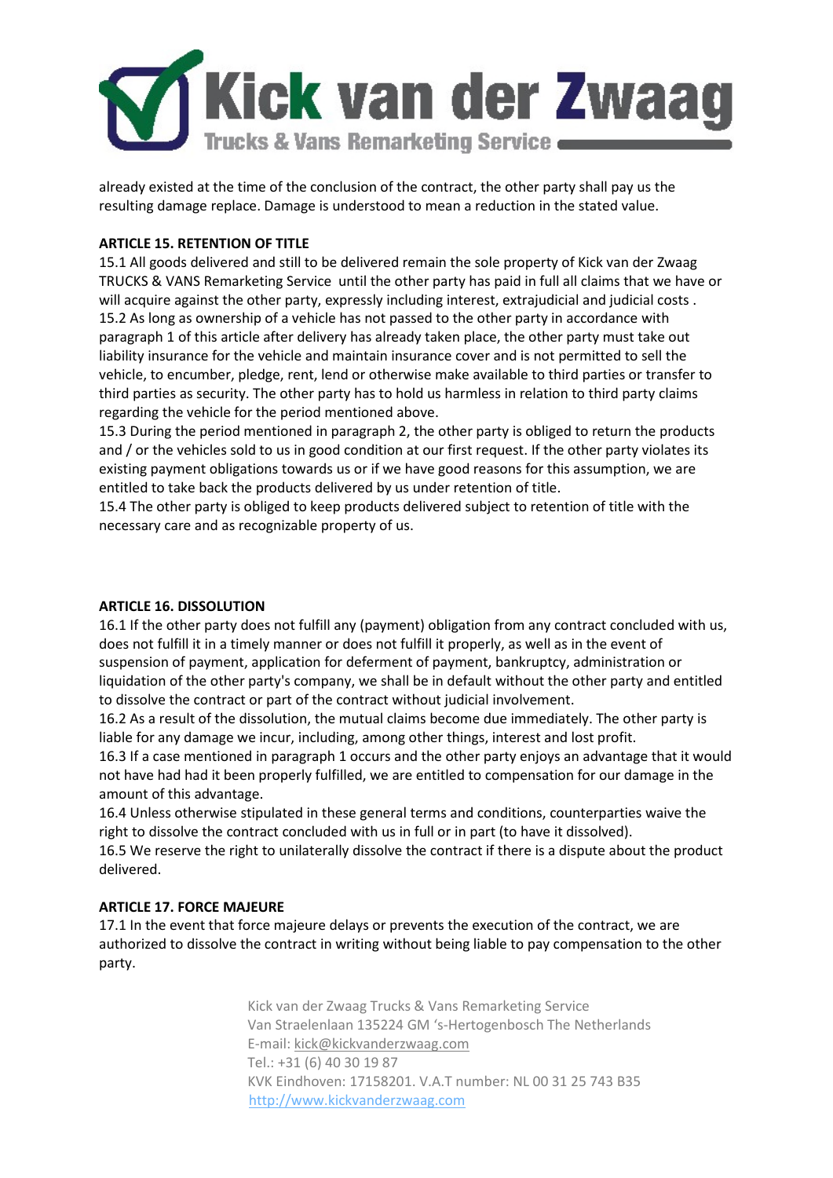already existed at the time of the conclusion of the contract, the other party shall pay us the resulting damage replace. Damage is understood to mean a reduction in the stated value.

**ARTICLE 15. RETENTION OF TITLE**

15.1 All goods delivered and still to be delivered remain the sole property of Kick van der Zwaag TRUCKS & VANS Remarketing Service until the other party has paid in full all claims that we have or will acquire against the other party, expressly including interest, extrajudicial and judicial costs .

15.2 As long as ownership of a vehicle has not passed to the other party in accordance with paragraph 1 of this article after delivery has already taken place, the other party must take out liability insurance for the vehicle and maintain insurance cover and is not permitted to sell the vehicle, to encumber, pledge, rent, lend or otherwise make available to third parties or transfer to third parties as security. The other party has to hold us harmless in relation to third party claims regarding the vehicle for the period mentioned above.

15.3 During the period mentioned in paragraph 2, the other party is obliged to return the products and / or the vehicles sold to us in good condition at our first request. If the other party violates its existing payment obligations towards us or if we have good reasons for this assumption, we are entitled to take back the products delivered by us under retention of title.

15.4 The other party is obliged to keep products delivered subject to retention of title with the necessary care and as recognizable property of us.

**ARTICLE 16. DISSOLUTION**

16.1 If the other party does not fulfill any (payment) obligation from any contract concluded with us, does not fulfill it in a timely manner or does not fulfill it properly, as well as in the event of suspension of payment, application for deferment of payment, bankruptcy, administration or liquidation of the other party's company, we shall be in default without the other party and entitled to dissolve the contract or part of the contract without judicial involvement.

16.2 As a result of the dissolution, the mutual claims become due immediately. The other party is liable for any damage we incur, including, among other things, interest and lost profit.

16.3 If a case mentioned in paragraph 1 occurs and the other party enjoys an advantage that it would not have had had it been properly fulfilled, we are entitled to compensation for our damage in the amount of this advantage.

16.4 Unless otherwise stipulated in these general terms and conditions, counterparties waive the right to dissolve the contract concluded with us in full or in part (to have it dissolved).

16.5 We reserve the right to unilaterally dissolve the contract if there is a dispute about the product delivered.

**ARTICLE 17. FORCE MAJEURE**

17.1 In the event that force majeure delays or prevents the execution of the contract, we are authorized to dissolve the contract in writing without being liable to pay compensation to the other party.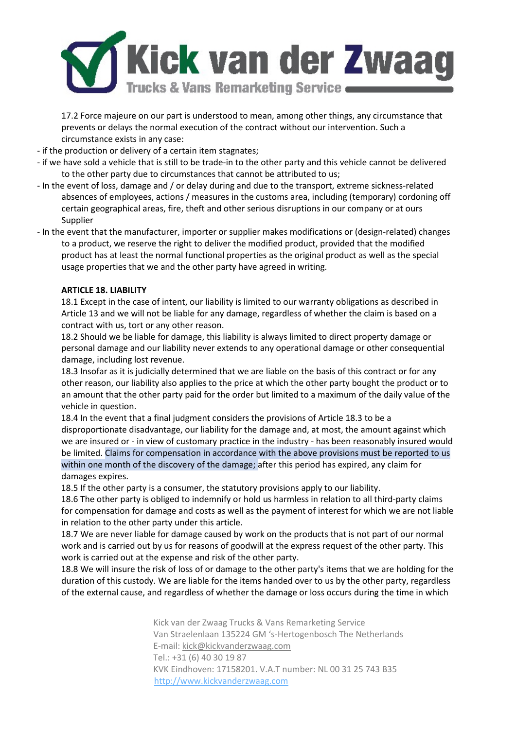17.2 Force majeure on our part is understood to mean, among other things, any circumstance that prevents or delays the normal execution of the contract without our intervention. Such a circumstance exists in any case:

- if the production or delivery of a certain item stagnates;
- if we have sold a vehicle that is still to be trade-in to the other party and this vehicle cannot be delivered to the other party due to circumstances that cannot be attributed to us;
- In the event of loss, damage and / or delay during and due to the transport, extreme sickness-related absences of employees, actions / measures in the customs area, including (temporary) cordoning off certain geographical areas, fire, theft and other serious disruptions in our company or at ours Supplier
- In the event that the manufacturer, importer or supplier makes modifications or (design-related) changes to a product, we reserve the right to deliver the modified product, provided that the modified product has at least the normal functional properties as the original product as well as the special usage properties that we and the other party have agreed in writing.

**ARTICLE 18. LIABILITY**

18.1 Except in the case of intent, our liability is limited to our warranty obligations as described in Article 13 and we will not be liable for any damage, regardless of whether the claim is based on a contract with us, tort or any other reason.

18.2 Should we be liable for damage, this liability is always limited to direct property damage or personal damage and our liability never extends to any operational damage or other consequential damage, including lost revenue.

18.3 Insofar as it is judicially determined that we are liable on the basis of this contract or for any other reason, our liability also applies to the price at which the other party bought the product or to an amount that the other party paid for the order but limited to a maximum of the daily value of the vehicle in question.

18.4 In the event that a final judgment considers the provisions of Article 18.3 to be a disproportionate disadvantage, our liability for the damage and, at most, the amount against which we are insured or - in view of customary practice in the industry - has been reasonably insured would be limited. Claims for compensation in accordance with the above provisions must be reported to us within one month of the discovery of the damage; after this period has expired, any claim for damages expires.

18.5 If the other party is a consumer, the statutory provisions apply to our liability.

18.6 The other party is obliged to indemnify or hold us harmless in relation to all third-party claims for compensation for damage and costs as well as the payment of interest for which we are not liable in relation to the other party under this article.

18.7 We are never liable for damage caused by work on the products that is not part of our normal work and is carried out by us for reasons of goodwill at the express request of the other party. This work is carried out at the expense and risk of the other party.

18.8 We will insure the risk of loss of or damage to the other party's items that we are holding for the duration of this custody. We are liable for the items handed over to us by the other party, regardless of the external cause, and regardless of whether the damage or loss occurs during the time in which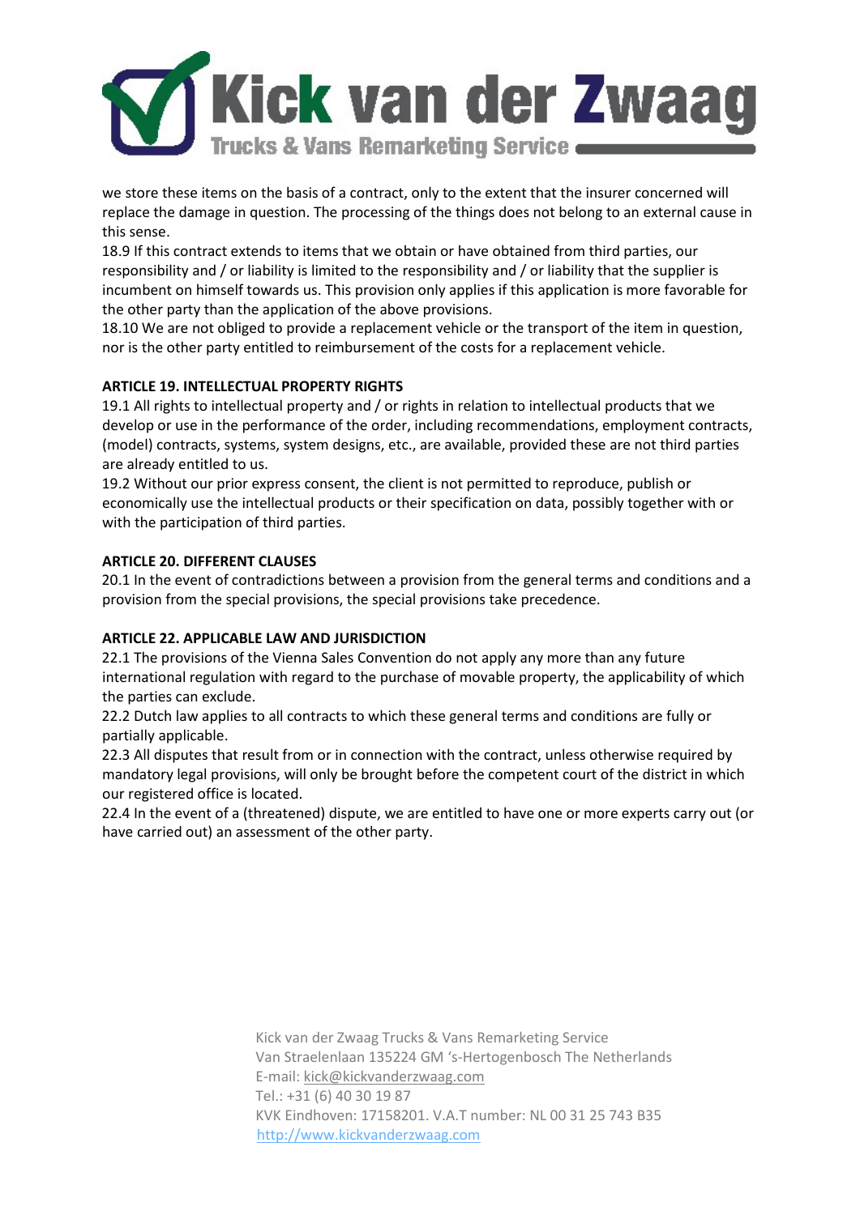we store these items on the basis of a contract, only to the extent that the insurer concerned will replace the damage in question. The processing of the things does not belong to an external cause in this sense.

18.9 If this contract extends to items that we obtain or have obtained from third parties, our responsibility and / or liability is limited to the responsibility and / or liability that the supplier is incumbent on himself towards us. This provision only applies if this application is more favorable for the other party than the application of the above provisions.

18.10 We are not obliged to provide a replacement vehicle or the transport of the item in question, nor is the other party entitled to reimbursement of the costs for a replacement vehicle.

**ARTICLE 19. INTELLECTUAL PROPERTY RIGHTS**

19.1 All rights to intellectual property and / or rights in relation to intellectual products that we develop or use in the performance of the order, including recommendations, employment contracts, (model) contracts, systems, system designs, etc., are available, provided these are not third parties are already entitled to us.

19.2 Without our prior express consent, the client is not permitted to reproduce, publish or economically use the intellectual products or their specification on data, possibly together with or with the participation of third parties.

**ARTICLE 20. DIFFERENT CLAUSES**

20.1 In the event of contradictions between a provision from the general terms and conditions and a provision from the special provisions, the special provisions take precedence.

**ARTICLE 22. APPLICABLE LAW AND JURISDICTION**

22.1 The provisions of the Vienna Sales Convention do not apply any more than any future international regulation with regard to the purchase of movable property, the applicability of which the parties can exclude.

22.2 Dutch law applies to all contracts to which these general terms and conditions are fully or partially applicable.

22.3 All disputes that result from or in connection with the contract, unless otherwise required by mandatory legal provisions, will only be brought before the competent court of the district in which our registered office is located.

22.4 In the event of a (threatened) dispute, we are entitled to have one or more experts carry out (or have carried out) an assessment of the other party.